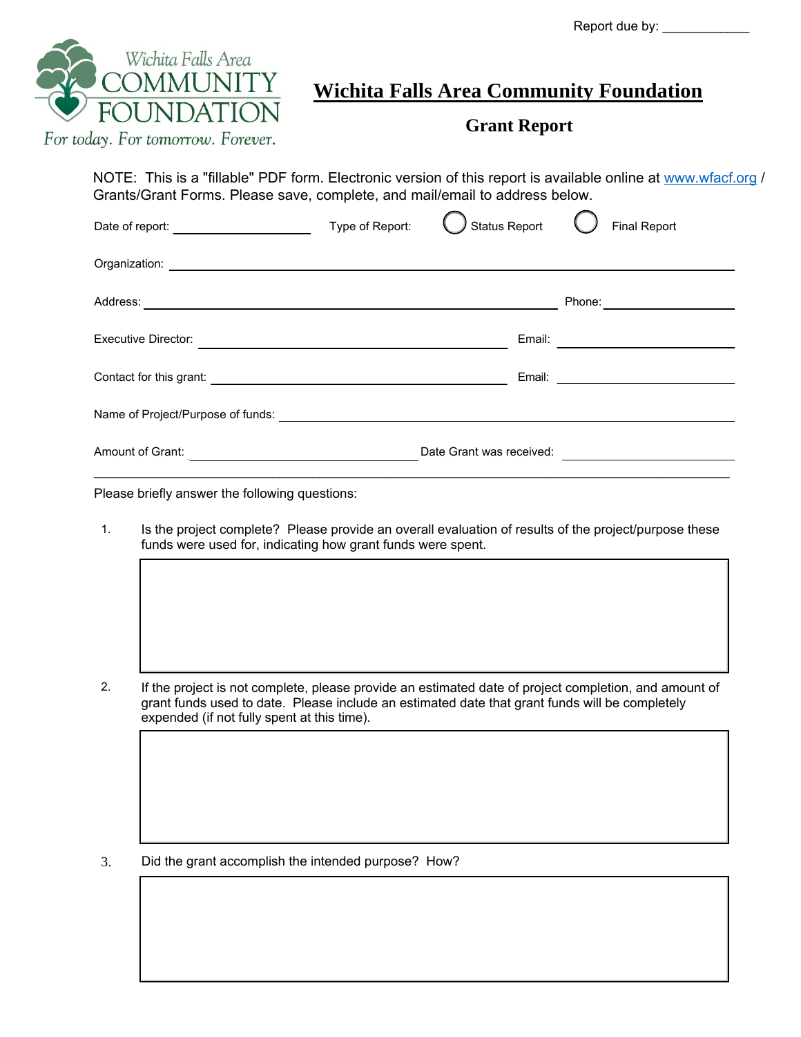Report due by: ____________

Wichita Falls Area COMMUNITY FOUNDATION

*For today. For tomorrow. Forever.*

# Wichita Falls Area Community Foundation

## Grant Report

NOTE: This is a "fillable" PDF form. Electronic version of this report is available online at www.wfacf.org / Grants/Grant Forms. Please save, complete, and mail/email to address below.

Date of report: ____________________ Type of Report: ○ Status Report ○ Final Report

Organization: ____________________________________________

Address: ______________________________ Phone: ______________

Executive Director: ______________________________ Email: ______________

Contact for this grant: ______________________________ Email: ______________

Name of Project/Purpose of funds: ____________________________________________

Amount of Grant: ____________________ Date Grant was received: ______________

---

Please briefly answer the following questions:

1. Is the project complete? Please provide an overall evaluation of results of the project/purpose these funds were used for, indicating how grant funds were spent.

2. If the project is not complete, please provide an estimated date of project completion, and amount of grant funds used to date. Please include an estimated date that grant funds will be completely expended (if not fully spent at this time).

3. Did the grant accomplish the intended purpose? How?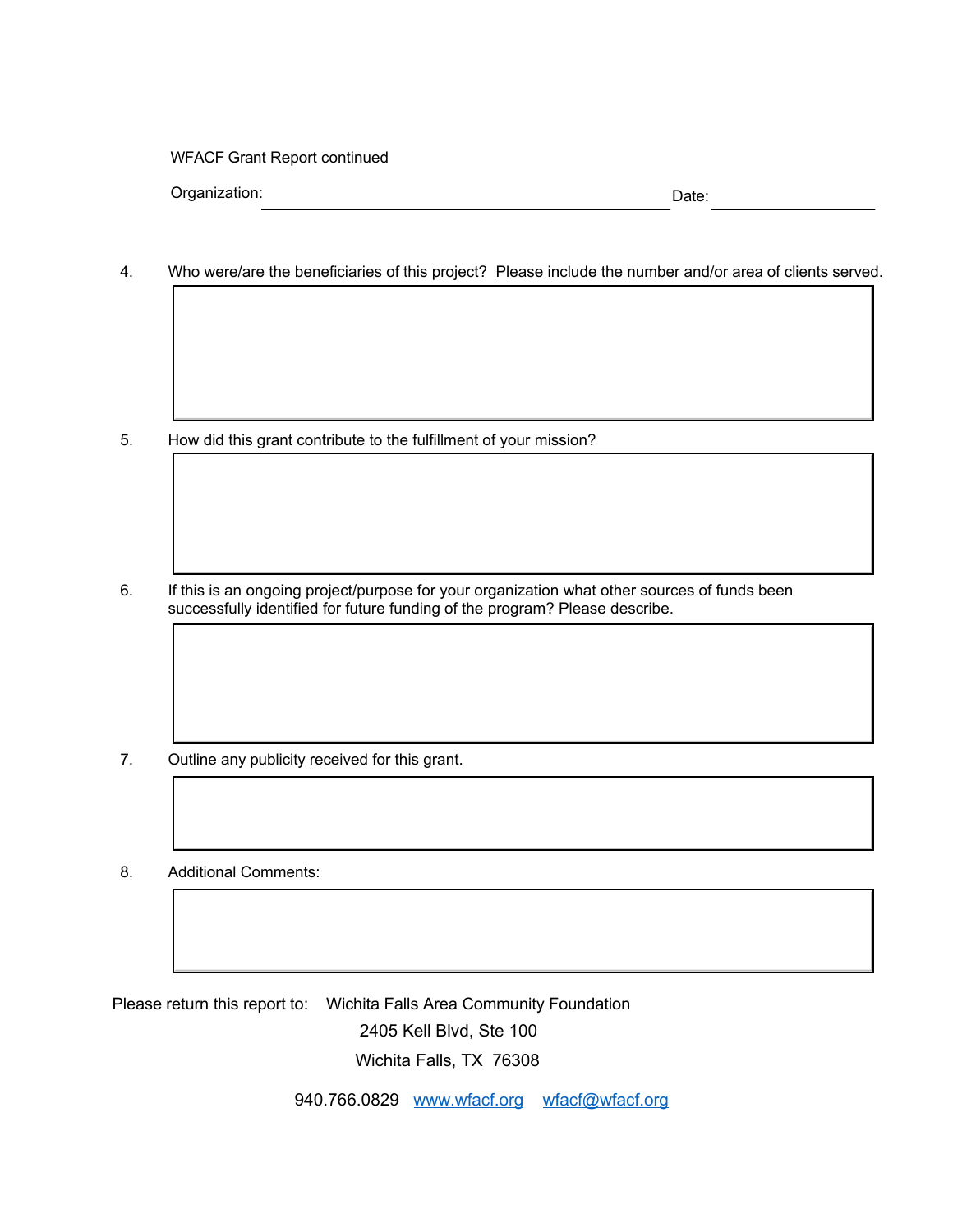WFACF Grant Report continued

Organization: ______________________________ Date: ____________

4. Who were/are the beneficiaries of this project? Please include the number and/or area of clients served.

5. How did this grant contribute to the fulfillment of your mission?

6. If this is an ongoing project/purpose for your organization what other sources of funds been successfully identified for future funding of the program? Please describe.

7. Outline any publicity received for this grant.

8. Additional Comments:

Please return this report to: Wichita Falls Area Community Foundation
2405 Kell Blvd, Ste 100
Wichita Falls, TX 76308

940.766.0829 www.wfacf.org wfacf@wfacf.org